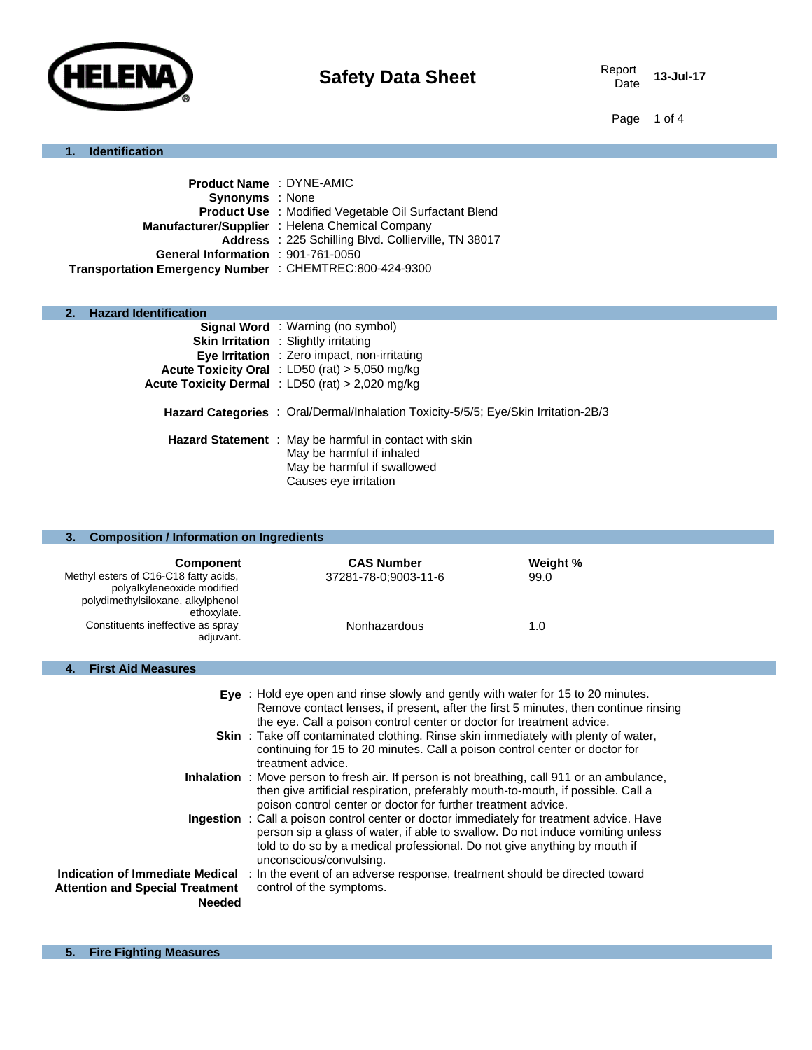HELENA

# Safety Data Sheet

Report Date 13-Jul-17

## 1. Identification

**Product Name** : DYNE-AMIC
**Synonyms** : None
**Product Use** : Modified Vegetable Oil Surfactant Blend
**Manufacturer/Supplier** : Helena Chemical Company
**Address** : 225 Schilling Blvd. Collierville, TN 38017
**General Information** : 901-761-0050
**Transportation Emergency Number** : CHEMTREC:800-424-9300

## 2. Hazard Identification

**Signal Word** : Warning (no symbol)
**Skin Irritation** : Slightly irritating
**Eye Irritation** : Zero impact, non-irritating
**Acute Toxicity Oral** : LD50 (rat) > 5,050 mg/kg
**Acute Toxicity Dermal** : LD50 (rat) > 2,020 mg/kg

**Hazard Categories** : Oral/Dermal/Inhalation Toxicity-5/5/5; Eye/Skin Irritation-2B/3

**Hazard Statement** : May be harmful in contact with skin
May be harmful if inhaled
May be harmful if swallowed
Causes eye irritation

## 3. Composition / Information on Ingredients

| Component | CAS Number | Weight % |
|---|---|---|
| Methyl esters of C16-C18 fatty acids, polyalkyleneoxide modified polydimethylsiloxane, alkylphenol ethoxylate. | 37281-78-0;9003-11-6 | 99.0 |
| Constituents ineffective as spray adjuvant. | Nonhazardous | 1.0 |

## 4. First Aid Measures

**Eye** : Hold eye open and rinse slowly and gently with water for 15 to 20 minutes. Remove contact lenses, if present, after the first 5 minutes, then continue rinsing the eye. Call a poison control center or doctor for treatment advice.

**Skin** : Take off contaminated clothing. Rinse skin immediately with plenty of water, continuing for 15 to 20 minutes. Call a poison control center or doctor for treatment advice.

**Inhalation** : Move person to fresh air. If person is not breathing, call 911 or an ambulance, then give artificial respiration, preferably mouth-to-mouth, if possible. Call a poison control center or doctor for further treatment advice.

**Ingestion** : Call a poison control center or doctor immediately for treatment advice. Have person sip a glass of water, if able to swallow. Do not induce vomiting unless told to do so by a medical professional. Do not give anything by mouth if unconscious/convulsing.

**Indication of Immediate Medical Attention and Special Treatment Needed** : In the event of an adverse response, treatment should be directed toward control of the symptoms.

## 5. Fire Fighting Measures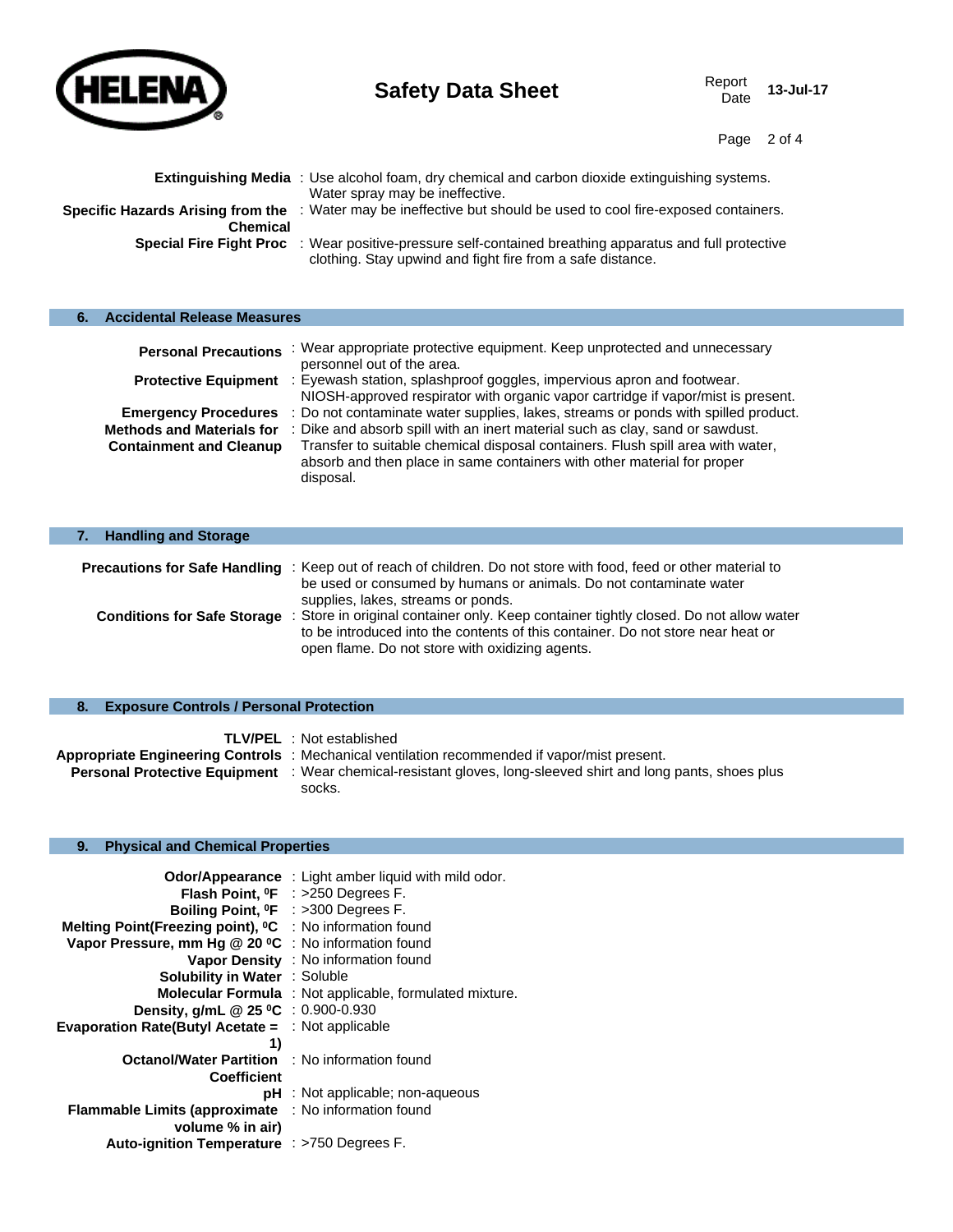**Extinguishing Media** : Use alcohol foam, dry chemical and carbon dioxide extinguishing systems. Water spray may be ineffective.

**Specific Hazards Arising from the Chemical** : Water may be ineffective but should be used to cool fire-exposed containers.

**Special Fire Fight Proc** : Wear positive-pressure self-contained breathing apparatus and full protective clothing. Stay upwind and fight fire from a safe distance.

## 6. Accidental Release Measures

**Personal Precautions** : Wear appropriate protective equipment. Keep unprotected and unnecessary personnel out of the area.

**Protective Equipment** : Eyewash station, splashproof goggles, impervious apron and footwear. NIOSH-approved respirator with organic vapor cartridge if vapor/mist is present.

**Emergency Procedures** : Do not contaminate water supplies, lakes, streams or ponds with spilled product.

**Methods and Materials for Containment and Cleanup** : Dike and absorb spill with an inert material such as clay, sand or sawdust. Transfer to suitable chemical disposal containers. Flush spill area with water, absorb and then place in same containers with other material for proper disposal.

## 7. Handling and Storage

**Precautions for Safe Handling** : Keep out of reach of children. Do not store with food, feed or other material to be used or consumed by humans or animals. Do not contaminate water supplies, lakes, streams or ponds.

**Conditions for Safe Storage** : Store in original container only. Keep container tightly closed. Do not allow water to be introduced into the contents of this container. Do not store near heat or open flame. Do not store with oxidizing agents.

## 8. Exposure Controls / Personal Protection

**TLV/PEL** : Not established

**Appropriate Engineering Controls** : Mechanical ventilation recommended if vapor/mist present.

**Personal Protective Equipment** : Wear chemical-resistant gloves, long-sleeved shirt and long pants, shoes plus socks.

## 9. Physical and Chemical Properties

**Odor/Appearance** : Light amber liquid with mild odor.

**Flash Point, ⁰F** : >250 Degrees F.

**Boiling Point, ⁰F** : >300 Degrees F.

**Melting Point(Freezing point), ⁰C** : No information found

**Vapor Pressure, mm Hg @ 20 ⁰C** : No information found

**Vapor Density** : No information found

**Solubility in Water** : Soluble

**Molecular Formula** : Not applicable, formulated mixture.

**Density, g/mL @ 25 ⁰C** : 0.900-0.930

**Evaporation Rate(Butyl Acetate = 1)** : Not applicable

**Octanol/Water Partition Coefficient** : No information found

**pH** : Not applicable; non-aqueous

**Flammable Limits (approximate volume % in air)** : No information found

**Auto-ignition Temperature** : >750 Degrees F.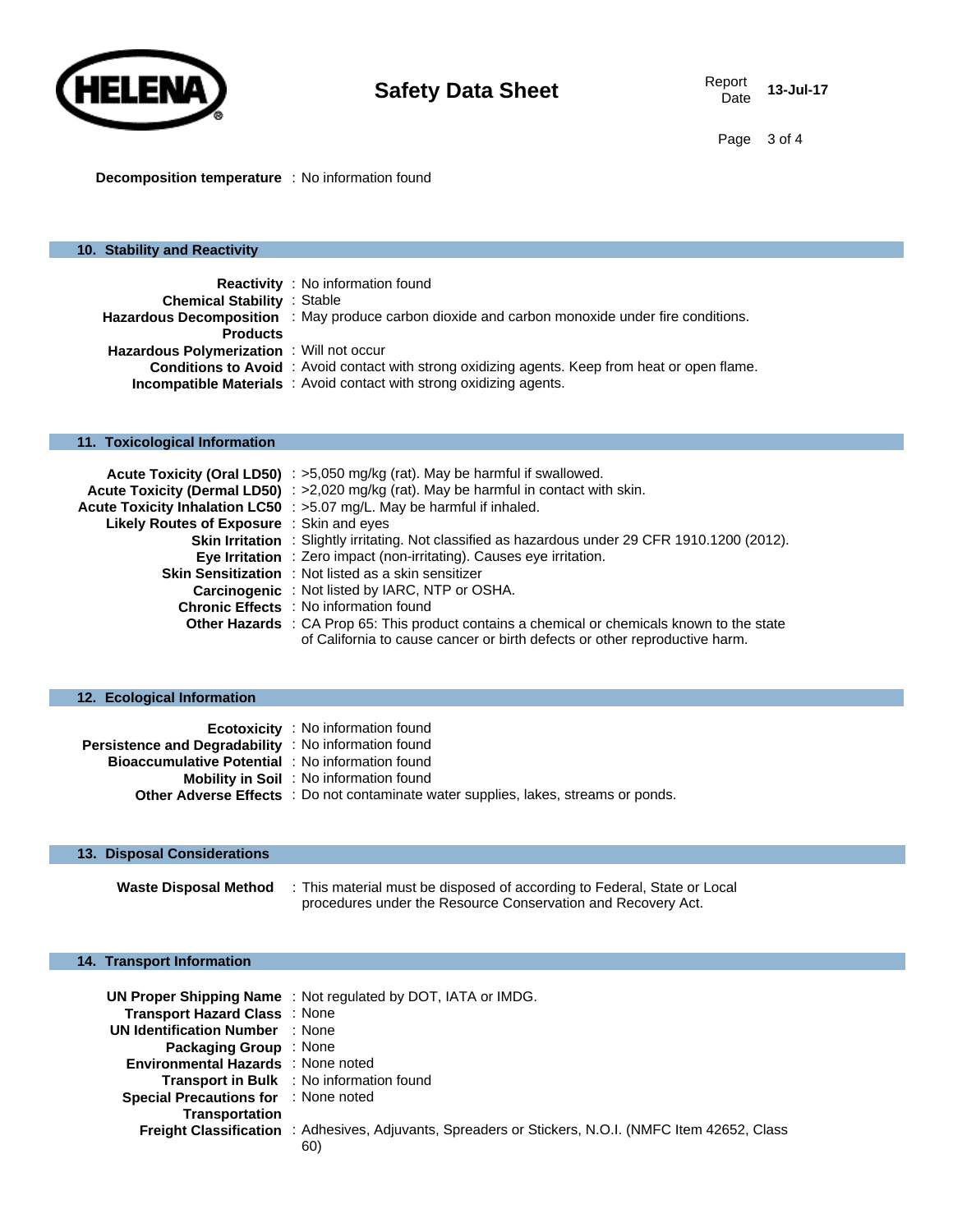**Decomposition temperature** : No information found

## 10. Stability and Reactivity

**Reactivity** : No information found
**Chemical Stability** : Stable
**Hazardous Decomposition Products** : May produce carbon dioxide and carbon monoxide under fire conditions.
**Hazardous Polymerization** : Will not occur
**Conditions to Avoid** : Avoid contact with strong oxidizing agents. Keep from heat or open flame.
**Incompatible Materials** : Avoid contact with strong oxidizing agents.

## 11. Toxicological Information

**Acute Toxicity (Oral LD50)** : >5,050 mg/kg (rat). May be harmful if swallowed.
**Acute Toxicity (Dermal LD50)** : >2,020 mg/kg (rat). May be harmful in contact with skin.
**Acute Toxicity Inhalation LC50** : >5.07 mg/L. May be harmful if inhaled.
**Likely Routes of Exposure** : Skin and eyes
**Skin Irritation** : Slightly irritating. Not classified as hazardous under 29 CFR 1910.1200 (2012).
**Eye Irritation** : Zero impact (non-irritating). Causes eye irritation.
**Skin Sensitization** : Not listed as a skin sensitizer
**Carcinogenic** : Not listed by IARC, NTP or OSHA.
**Chronic Effects** : No information found
**Other Hazards** : CA Prop 65: This product contains a chemical or chemicals known to the state of California to cause cancer or birth defects or other reproductive harm.

## 12. Ecological Information

**Ecotoxicity** : No information found
**Persistence and Degradability** : No information found
**Bioaccumulative Potential** : No information found
**Mobility in Soil** : No information found
**Other Adverse Effects** : Do not contaminate water supplies, lakes, streams or ponds.

## 13. Disposal Considerations

**Waste Disposal Method** : This material must be disposed of according to Federal, State or Local procedures under the Resource Conservation and Recovery Act.

## 14. Transport Information

**UN Proper Shipping Name** : Not regulated by DOT, IATA or IMDG.
**Transport Hazard Class** : None
**UN Identification Number** : None
**Packaging Group** : None
**Environmental Hazards** : None noted
**Transport in Bulk** : No information found
**Special Precautions for Transportation** : None noted
**Freight Classification** : Adhesives, Adjuvants, Spreaders or Stickers, N.O.I. (NMFC Item 42652, Class 60)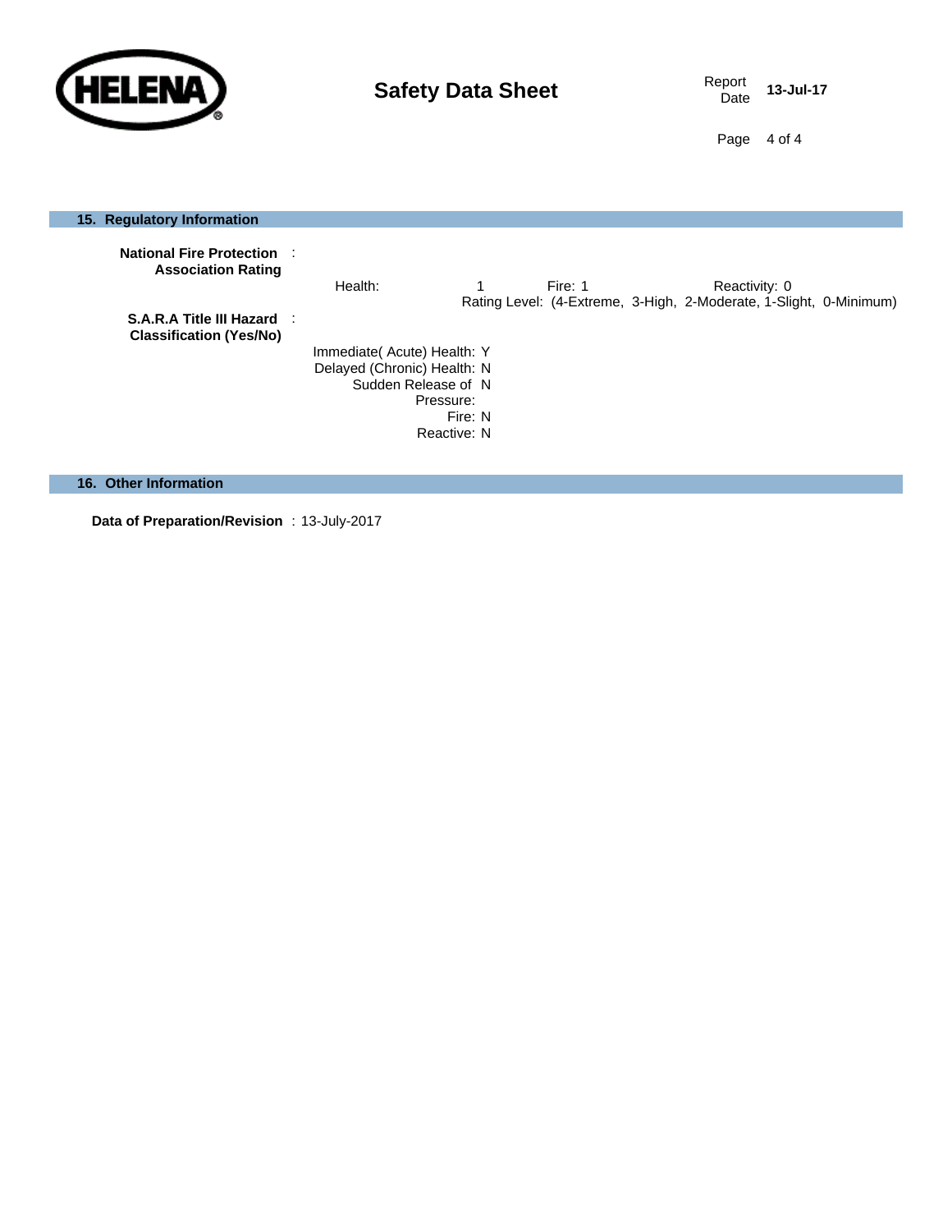## 15. Regulatory Information

**National Fire Protection Association Rating** :

Health: 1 Fire: 1 Reactivity: 0

Rating Level: (4-Extreme, 3-High, 2-Moderate, 1-Slight, 0-Minimum)

**S.A.R.A Title III Hazard Classification (Yes/No)** :

Immediate( Acute) Health: Y
Delayed (Chronic) Health: N
Sudden Release of Pressure: N
Fire: N
Reactive: N

## 16. Other Information

**Data of Preparation/Revision** : 13-July-2017